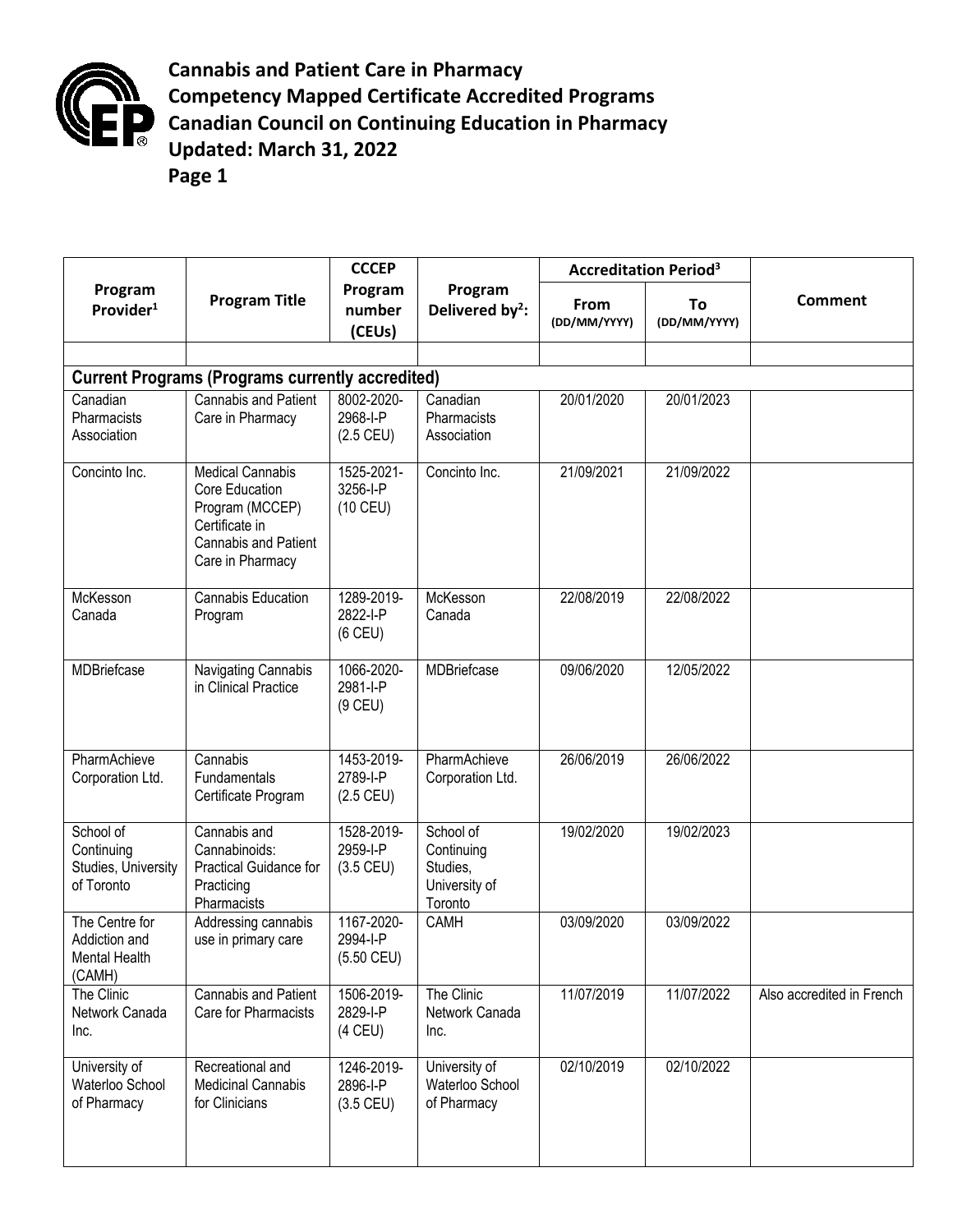# Cannabis and Patient Care in Pharmacy
## Competency Mapped Certificate Accredited Programs
## Canadian Council on Continuing Education in Pharmacy
**Updated: March 31, 2022**

| Program Provider[1] | Program Title | CCCEP Program number (CEUs) | Program Delivered by[2]: | Accreditation Period[3] | | Comment |
|---|---|---|---|---|---|---|
| | | | | From (DD/MM/YYYY) | To (DD/MM/YYYY) | |
| | | | | | | |
| **Current Programs (Programs currently accredited)** | | | | | | |
| Canadian Pharmacists Association | Cannabis and Patient Care in Pharmacy | 8002-2020-2968-I-P (2.5 CEU) | Canadian Pharmacists Association | 20/01/2020 | 20/01/2023 | |
| Concinto Inc. | Medical Cannabis Core Education Program (MCCEP) Certificate in Cannabis and Patient Care in Pharmacy | 1525-2021-3256-I-P (10 CEU) | Concinto Inc. | 21/09/2021 | 21/09/2022 | |
| McKesson Canada | Cannabis Education Program | 1289-2019-2822-I-P (6 CEU) | McKesson Canada | 22/08/2019 | 22/08/2022 | |
| MDBriefcase | Navigating Cannabis in Clinical Practice | 1066-2020-2981-I-P (9 CEU) | MDBriefcase | 09/06/2020 | 12/05/2022 | |
| PharmAchieve Corporation Ltd. | Cannabis Fundamentals Certificate Program | 1453-2019-2789-I-P (2.5 CEU) | PharmAchieve Corporation Ltd. | 26/06/2019 | 26/06/2022 | |
| School of Continuing Studies, University of Toronto | Cannabis and Cannabinoids: Practical Guidance for Practicing Pharmacists | 1528-2019-2959-I-P (3.5 CEU) | School of Continuing Studies, University of Toronto | 19/02/2020 | 19/02/2023 | |
| The Centre for Addiction and Mental Health (CAMH) | Addressing cannabis use in primary care | 1167-2020-2994-I-P (5.50 CEU) | CAMH | 03/09/2020 | 03/09/2022 | |
| The Clinic Network Canada Inc. | Cannabis and Patient Care for Pharmacists | 1506-2019-2829-I-P (4 CEU) | The Clinic Network Canada Inc. | 11/07/2019 | 11/07/2022 | Also accredited in French |
| University of Waterloo School of Pharmacy | Recreational and Medicinal Cannabis for Clinicians | 1246-2019-2896-I-P (3.5 CEU) | University of Waterloo School of Pharmacy | 02/10/2019 | 02/10/2022 | |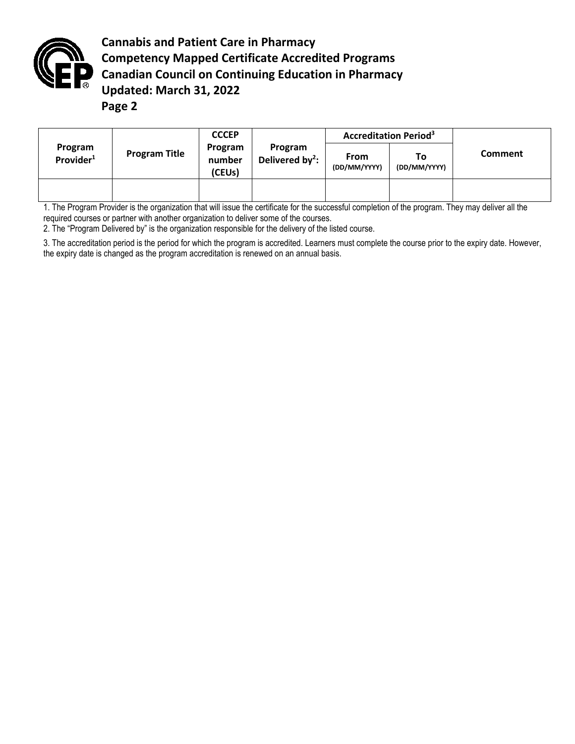# Cannabis and Patient Care in Pharmacy
## Competency Mapped Certificate Accredited Programs
## Canadian Council on Continuing Education in Pharmacy
## Updated: March 31, 2022

| Program Provider[1] | Program Title | CCCEP Program number (CEUs) | Program Delivered by[2]: | Accreditation Period[3] | | Comment |
|---|---|---|---|---|---|---|
| | | | | From (DD/MM/YYYY) | To (DD/MM/YYYY) | |
| | | | | | | |

1. The Program Provider is the organization that will issue the certificate for the successful completion of the program. They may deliver all the required courses or partner with another organization to deliver some of the courses.
2. The "Program Delivered by" is the organization responsible for the delivery of the listed course.
3. The accreditation period is the period for which the program is accredited. Learners must complete the course prior to the expiry date. However, the expiry date is changed as the program accreditation is renewed on an annual basis.